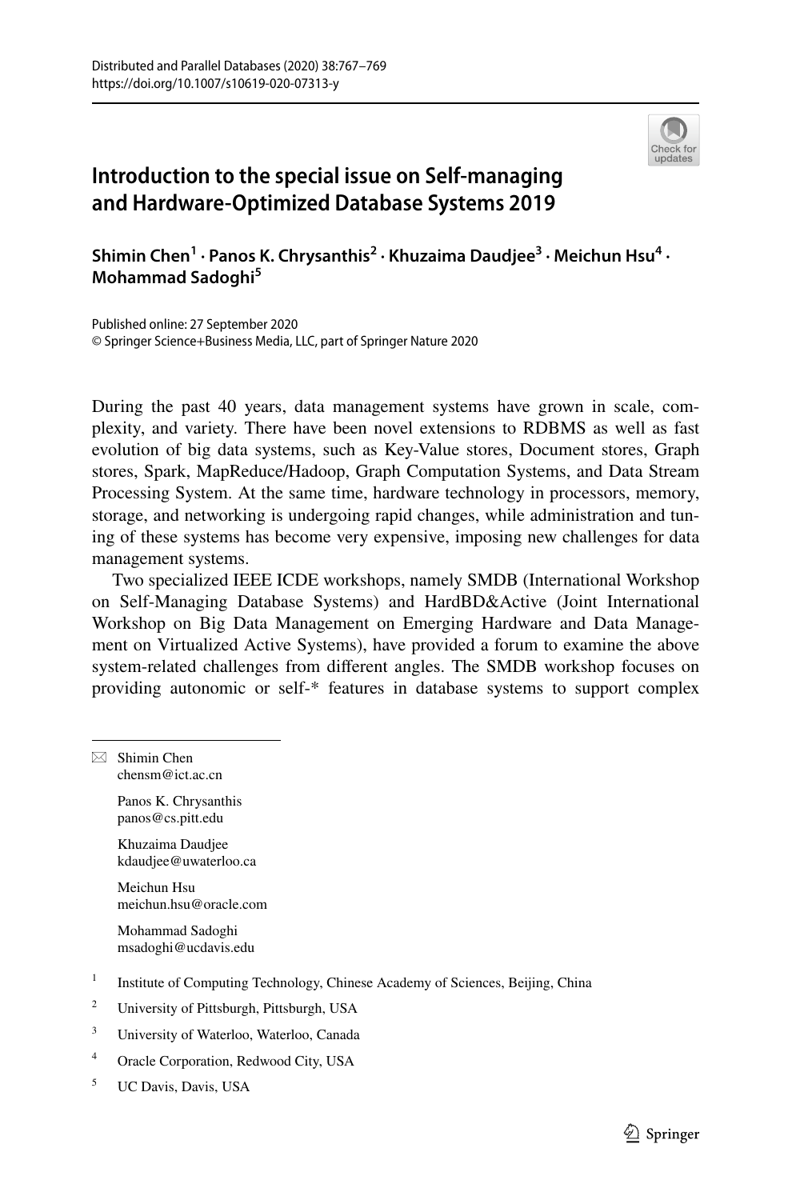# Introduction to the special issue on Self-managing and Hardware-Optimized Database Systems 2019

**Shimin Chen[1] · Panos K. Chrysanthis[2] · Khuzaima Daudjee[3] · Meichun Hsu[4] · Mohammad Sadoghi[5]**

Published online: 27 September 2020
© Springer Science+Business Media, LLC, part of Springer Nature 2020

During the past 40 years, data management systems have grown in scale, complexity, and variety. There have been novel extensions to RDBMS as well as fast evolution of big data systems, such as Key-Value stores, Document stores, Graph stores, Spark, MapReduce/Hadoop, Graph Computation Systems, and Data Stream Processing System. At the same time, hardware technology in processors, memory, storage, and networking is undergoing rapid changes, while administration and tuning of these systems has become very expensive, imposing new challenges for data management systems.

Two specialized IEEE ICDE workshops, namely SMDB (International Workshop on Self-Managing Database Systems) and HardBD&Active (Joint International Workshop on Big Data Management on Emerging Hardware and Data Management on Virtualized Active Systems), have provided a forum to examine the above system-related challenges from different angles. The SMDB workshop focuses on providing autonomic or self-* features in database systems to support complex

---

✉ Shimin Chen
chensm@ict.ac.cn

Panos K. Chrysanthis
panos@cs.pitt.edu

Khuzaima Daudjee
kdaudjee@uwaterloo.ca

Meichun Hsu
meichun.hsu@oracle.com

Mohammad Sadoghi
msadoghi@ucdavis.edu

[1] Institute of Computing Technology, Chinese Academy of Sciences, Beijing, China

[2] University of Pittsburgh, Pittsburgh, USA

[3] University of Waterloo, Waterloo, Canada

[4] Oracle Corporation, Redwood City, USA

[5] UC Davis, Davis, USA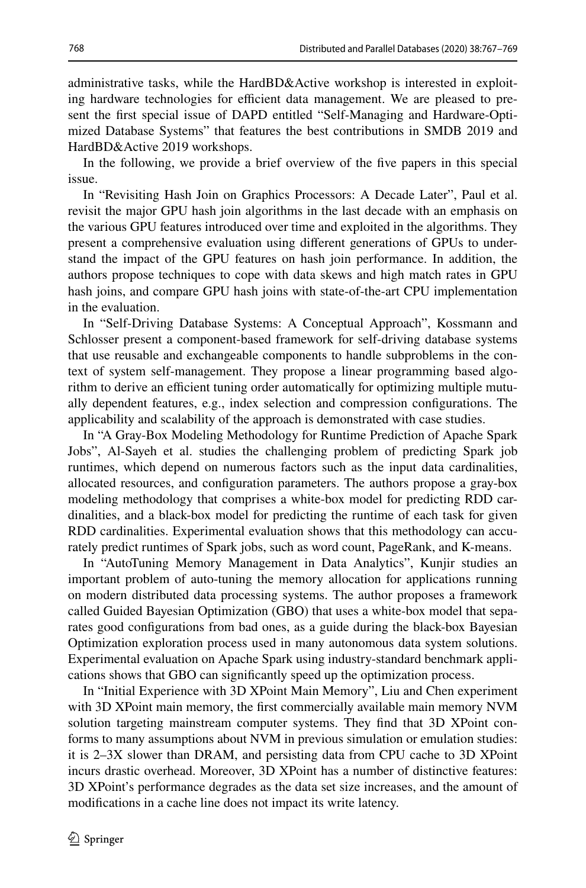administrative tasks, while the HardBD&Active workshop is interested in exploiting hardware technologies for efficient data management. We are pleased to present the first special issue of DAPD entitled "Self-Managing and Hardware-Optimized Database Systems" that features the best contributions in SMDB 2019 and HardBD&Active 2019 workshops.

In the following, we provide a brief overview of the five papers in this special issue.

In "Revisiting Hash Join on Graphics Processors: A Decade Later", Paul et al. revisit the major GPU hash join algorithms in the last decade with an emphasis on the various GPU features introduced over time and exploited in the algorithms. They present a comprehensive evaluation using different generations of GPUs to understand the impact of the GPU features on hash join performance. In addition, the authors propose techniques to cope with data skews and high match rates in GPU hash joins, and compare GPU hash joins with state-of-the-art CPU implementation in the evaluation.

In "Self-Driving Database Systems: A Conceptual Approach", Kossmann and Schlosser present a component-based framework for self-driving database systems that use reusable and exchangeable components to handle subproblems in the context of system self-management. They propose a linear programming based algorithm to derive an efficient tuning order automatically for optimizing multiple mutually dependent features, e.g., index selection and compression configurations. The applicability and scalability of the approach is demonstrated with case studies.

In "A Gray-Box Modeling Methodology for Runtime Prediction of Apache Spark Jobs", Al-Sayeh et al. studies the challenging problem of predicting Spark job runtimes, which depend on numerous factors such as the input data cardinalities, allocated resources, and configuration parameters. The authors propose a gray-box modeling methodology that comprises a white-box model for predicting RDD cardinalities, and a black-box model for predicting the runtime of each task for given RDD cardinalities. Experimental evaluation shows that this methodology can accurately predict runtimes of Spark jobs, such as word count, PageRank, and K-means.

In "AutoTuning Memory Management in Data Analytics", Kunjir studies an important problem of auto-tuning the memory allocation for applications running on modern distributed data processing systems. The author proposes a framework called Guided Bayesian Optimization (GBO) that uses a white-box model that separates good configurations from bad ones, as a guide during the black-box Bayesian Optimization exploration process used in many autonomous data system solutions. Experimental evaluation on Apache Spark using industry-standard benchmark applications shows that GBO can significantly speed up the optimization process.

In "Initial Experience with 3D XPoint Main Memory", Liu and Chen experiment with 3D XPoint main memory, the first commercially available main memory NVM solution targeting mainstream computer systems. They find that 3D XPoint conforms to many assumptions about NVM in previous simulation or emulation studies: it is 2–3X slower than DRAM, and persisting data from CPU cache to 3D XPoint incurs drastic overhead. Moreover, 3D XPoint has a number of distinctive features: 3D XPoint's performance degrades as the data set size increases, and the amount of modifications in a cache line does not impact its write latency.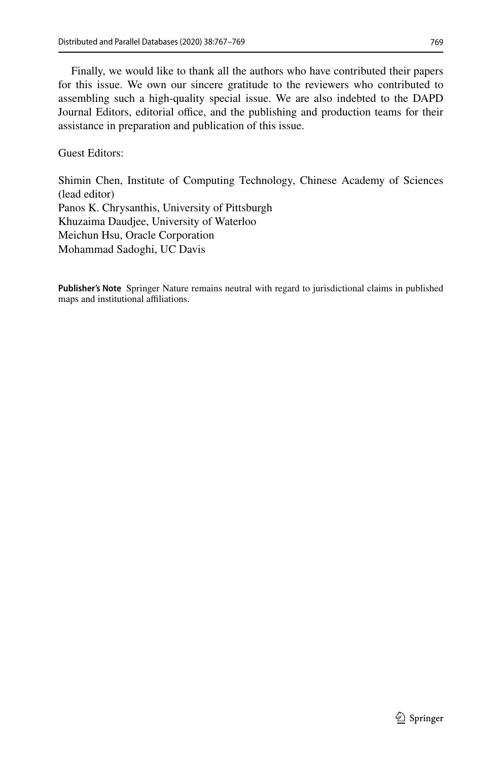Finally, we would like to thank all the authors who have contributed their papers for this issue. We own our sincere gratitude to the reviewers who contributed to assembling such a high-quality special issue. We are also indebted to the DAPD Journal Editors, editorial office, and the publishing and production teams for their assistance in preparation and publication of this issue.

Guest Editors:

Shimin Chen, Institute of Computing Technology, Chinese Academy of Sciences (lead editor)
Panos K. Chrysanthis, University of Pittsburgh
Khuzaima Daudjee, University of Waterloo
Meichun Hsu, Oracle Corporation
Mohammad Sadoghi, UC Davis

**Publisher's Note** Springer Nature remains neutral with regard to jurisdictional claims in published maps and institutional affiliations.